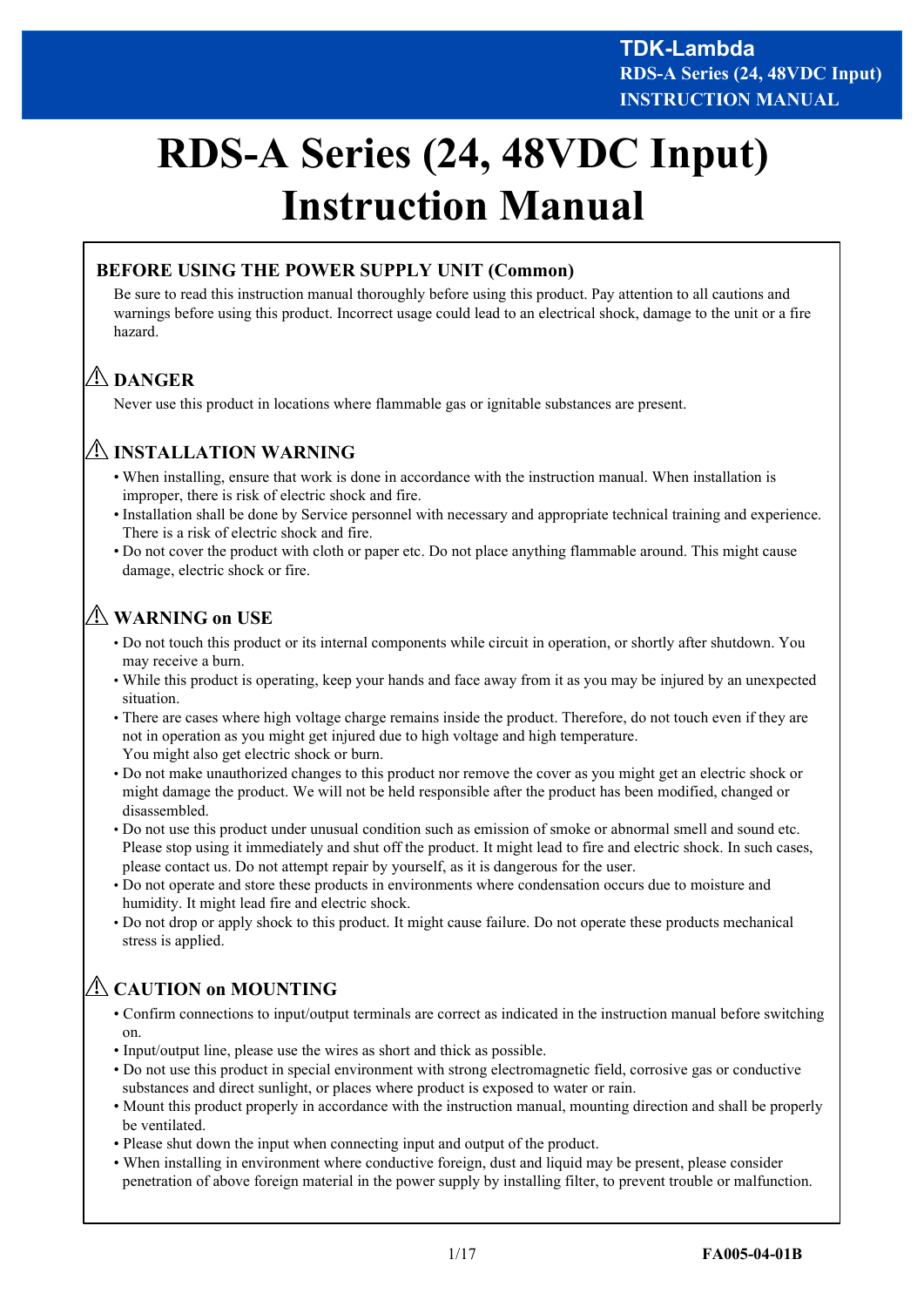# RDS-A Series (24, 48VDC Input) Instruction Manual

## BEFORE USING THE POWER SUPPLY UNIT (Common)

Be sure to read this instruction manual thoroughly before using this product. Pay attention to all cautions and warnings before using this product. Incorrect usage could lead to an electrical shock, damage to the unit or a fire hazard.

### ⚠ DANGER

Never use this product in locations where flammable gas or ignitable substances are present.

### ⚠ INSTALLATION WARNING

- When installing, ensure that work is done in accordance with the instruction manual. When installation is improper, there is risk of electric shock and fire.
- Installation shall be done by Service personnel with necessary and appropriate technical training and experience. There is a risk of electric shock and fire.
- Do not cover the product with cloth or paper etc. Do not place anything flammable around. This might cause damage, electric shock or fire.

### ⚠ WARNING on USE

- Do not touch this product or its internal components while circuit in operation, or shortly after shutdown. You may receive a burn.
- While this product is operating, keep your hands and face away from it as you may be injured by an unexpected situation.
- There are cases where high voltage charge remains inside the product. Therefore, do not touch even if they are not in operation as you might get injured due to high voltage and high temperature.
  You might also get electric shock or burn.
- Do not make unauthorized changes to this product nor remove the cover as you might get an electric shock or might damage the product. We will not be held responsible after the product has been modified, changed or disassembled.
- Do not use this product under unusual condition such as emission of smoke or abnormal smell and sound etc. Please stop using it immediately and shut off the product. It might lead to fire and electric shock. In such cases, please contact us. Do not attempt repair by yourself, as it is dangerous for the user.
- Do not operate and store these products in environments where condensation occurs due to moisture and humidity. It might lead fire and electric shock.
- Do not drop or apply shock to this product. It might cause failure. Do not operate these products mechanical stress is applied.

### ⚠ CAUTION on MOUNTING

- Confirm connections to input/output terminals are correct as indicated in the instruction manual before switching on.
- Input/output line, please use the wires as short and thick as possible.
- Do not use this product in special environment with strong electromagnetic field, corrosive gas or conductive substances and direct sunlight, or places where product is exposed to water or rain.
- Mount this product properly in accordance with the instruction manual, mounting direction and shall be properly be ventilated.
- Please shut down the input when connecting input and output of the product.
- When installing in environment where conductive foreign, dust and liquid may be present, please consider penetration of above foreign material in the power supply by installing filter, to prevent trouble or malfunction.

FA005-04-01B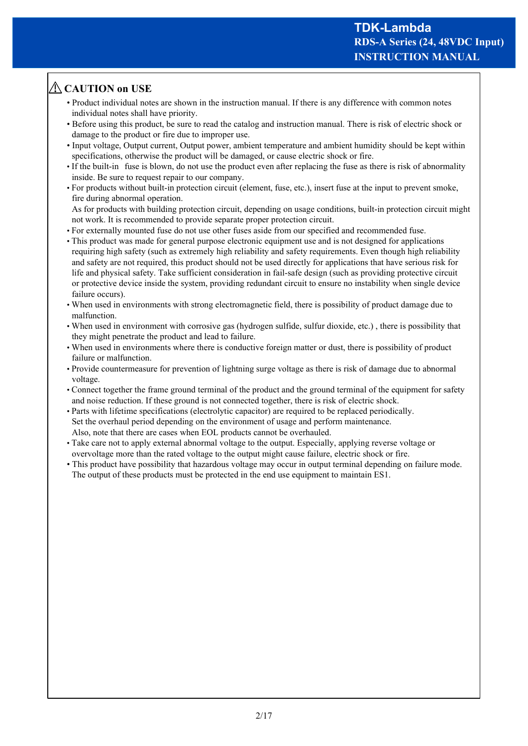## ⚠ CAUTION on USE

- Product individual notes are shown in the instruction manual. If there is any difference with common notes individual notes shall have priority.
- Before using this product, be sure to read the catalog and instruction manual. There is risk of electric shock or damage to the product or fire due to improper use.
- Input voltage, Output current, Output power, ambient temperature and ambient humidity should be kept within specifications, otherwise the product will be damaged, or cause electric shock or fire.
- If the built-in fuse is blown, do not use the product even after replacing the fuse as there is risk of abnormality inside. Be sure to request repair to our company.
- For products without built-in protection circuit (element, fuse, etc.), insert fuse at the input to prevent smoke, fire during abnormal operation.
  As for products with building protection circuit, depending on usage conditions, built-in protection circuit might not work. It is recommended to provide separate proper protection circuit.
- For externally mounted fuse do not use other fuses aside from our specified and recommended fuse.
- This product was made for general purpose electronic equipment use and is not designed for applications requiring high safety (such as extremely high reliability and safety requirements. Even though high reliability and safety are not required, this product should not be used directly for applications that have serious risk for life and physical safety. Take sufficient consideration in fail-safe design (such as providing protective circuit or protective device inside the system, providing redundant circuit to ensure no instability when single device failure occurs).
- When used in environments with strong electromagnetic field, there is possibility of product damage due to malfunction.
- When used in environment with corrosive gas (hydrogen sulfide, sulfur dioxide, etc.) , there is possibility that they might penetrate the product and lead to failure.
- When used in environments where there is conductive foreign matter or dust, there is possibility of product failure or malfunction.
- Provide countermeasure for prevention of lightning surge voltage as there is risk of damage due to abnormal voltage.
- Connect together the frame ground terminal of the product and the ground terminal of the equipment for safety and noise reduction. If these ground is not connected together, there is risk of electric shock.
- Parts with lifetime specifications (electrolytic capacitor) are required to be replaced periodically.
  Set the overhaul period depending on the environment of usage and perform maintenance.
  Also, note that there are cases when EOL products cannot be overhauled.
- Take care not to apply external abnormal voltage to the output. Especially, applying reverse voltage or overvoltage more than the rated voltage to the output might cause failure, electric shock or fire.
- This product have possibility that hazardous voltage may occur in output terminal depending on failure mode. The output of these products must be protected in the end use equipment to maintain ES1.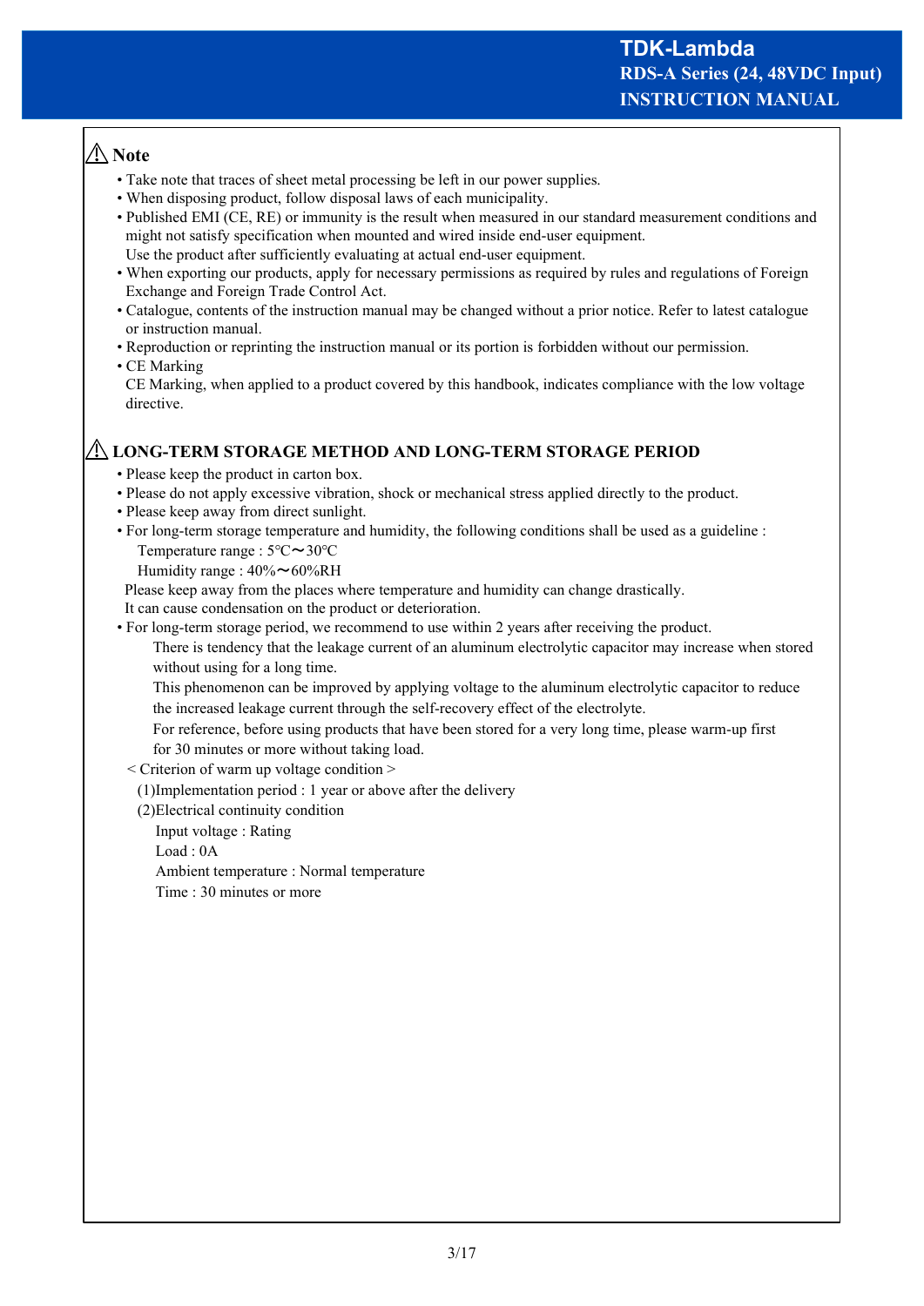## ⚠ Note

- Take note that traces of sheet metal processing be left in our power supplies.
- When disposing product, follow disposal laws of each municipality.
- Published EMI (CE, RE) or immunity is the result when measured in our standard measurement conditions and might not satisfy specification when mounted and wired inside end-user equipment.
  Use the product after sufficiently evaluating at actual end-user equipment.
- When exporting our products, apply for necessary permissions as required by rules and regulations of Foreign Exchange and Foreign Trade Control Act.
- Catalogue, contents of the instruction manual may be changed without a prior notice. Refer to latest catalogue or instruction manual.
- Reproduction or reprinting the instruction manual or its portion is forbidden without our permission.
- CE Marking
  CE Marking, when applied to a product covered by this handbook, indicates compliance with the low voltage directive.

## ⚠ LONG-TERM STORAGE METHOD AND LONG-TERM STORAGE PERIOD

- Please keep the product in carton box.
- Please do not apply excessive vibration, shock or mechanical stress applied directly to the product.
- Please keep away from direct sunlight.
- For long-term storage temperature and humidity, the following conditions shall be used as a guideline :
  Temperature range : 5℃〜30℃
  Humidity range : 40%〜60%RH
  Please keep away from the places where temperature and humidity can change drastically.
  It can cause condensation on the product or deterioration.
- For long-term storage period, we recommend to use within 2 years after receiving the product.
  There is tendency that the leakage current of an aluminum electrolytic capacitor may increase when stored without using for a long time.
  This phenomenon can be improved by applying voltage to the aluminum electrolytic capacitor to reduce the increased leakage current through the self-recovery effect of the electrolyte.
  For reference, before using products that have been stored for a very long time, please warm-up first for 30 minutes or more without taking load.

< Criterion of warm up voltage condition >

(1)Implementation period : 1 year or above after the delivery

(2)Electrical continuity condition

Input voltage : Rating
Load : 0A
Ambient temperature : Normal temperature
Time : 30 minutes or more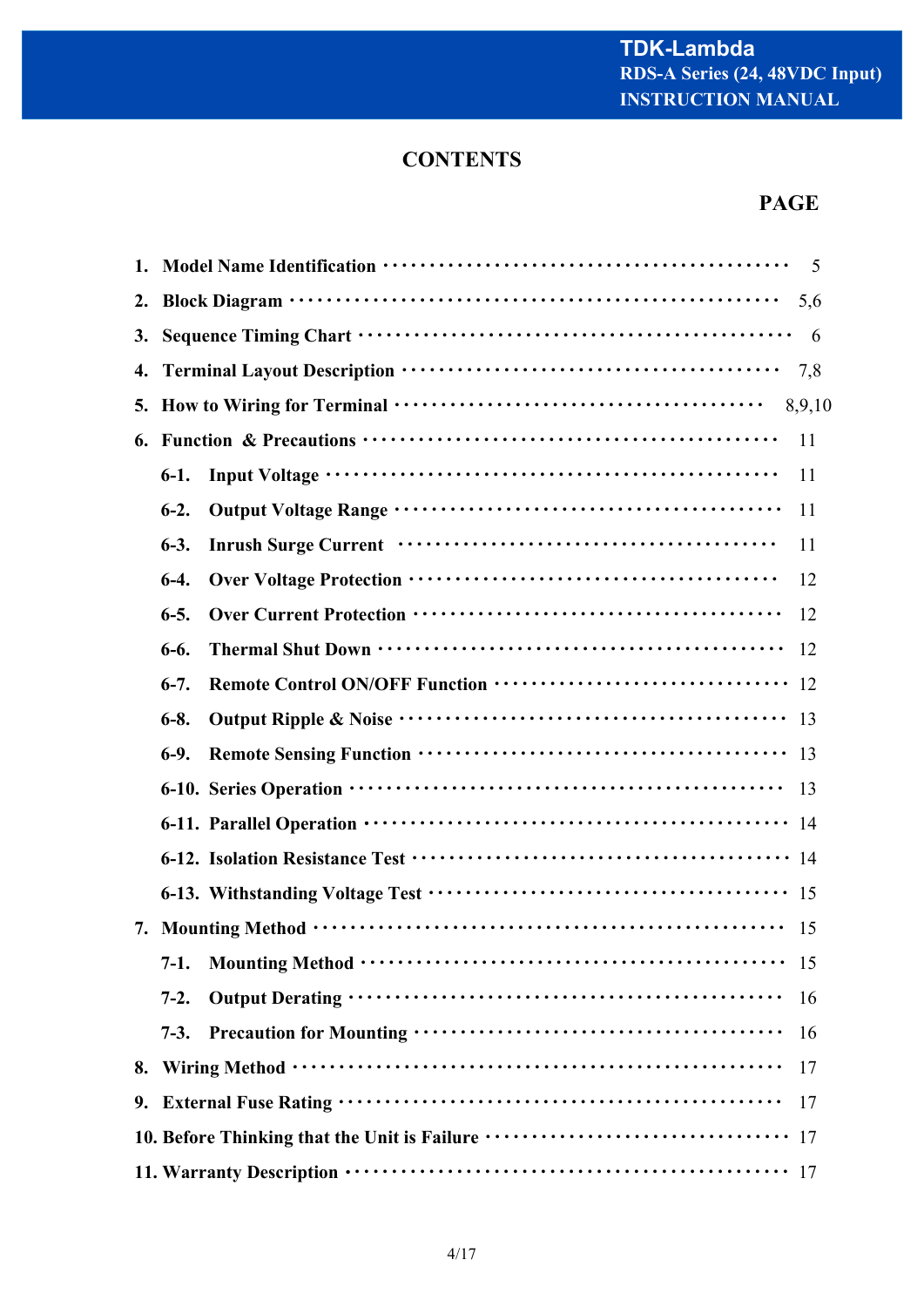# CONTENTS

| | PAGE |
|---|---|
| 1. Model Name Identification | 5 |
| 2. Block Diagram | 5,6 |
| 3. Sequence Timing Chart | 6 |
| 4. Terminal Layout Description | 7,8 |
| 5. How to Wiring for Terminal | 8,9,10 |
| 6. Function & Precautions | 11 |
| 6-1. Input Voltage | 11 |
| 6-2. Output Voltage Range | 11 |
| 6-3. Inrush Surge Current | 11 |
| 6-4. Over Voltage Protection | 12 |
| 6-5. Over Current Protection | 12 |
| 6-6. Thermal Shut Down | 12 |
| 6-7. Remote Control ON/OFF Function | 12 |
| 6-8. Output Ripple & Noise | 13 |
| 6-9. Remote Sensing Function | 13 |
| 6-10. Series Operation | 13 |
| 6-11. Parallel Operation | 14 |
| 6-12. Isolation Resistance Test | 14 |
| 6-13. Withstanding Voltage Test | 15 |
| 7. Mounting Method | 15 |
| 7-1. Mounting Method | 15 |
| 7-2. Output Derating | 16 |
| 7-3. Precaution for Mounting | 16 |
| 8. Wiring Method | 17 |
| 9. External Fuse Rating | 17 |
| 10. Before Thinking that the Unit is Failure | 17 |
| 11. Warranty Description | 17 |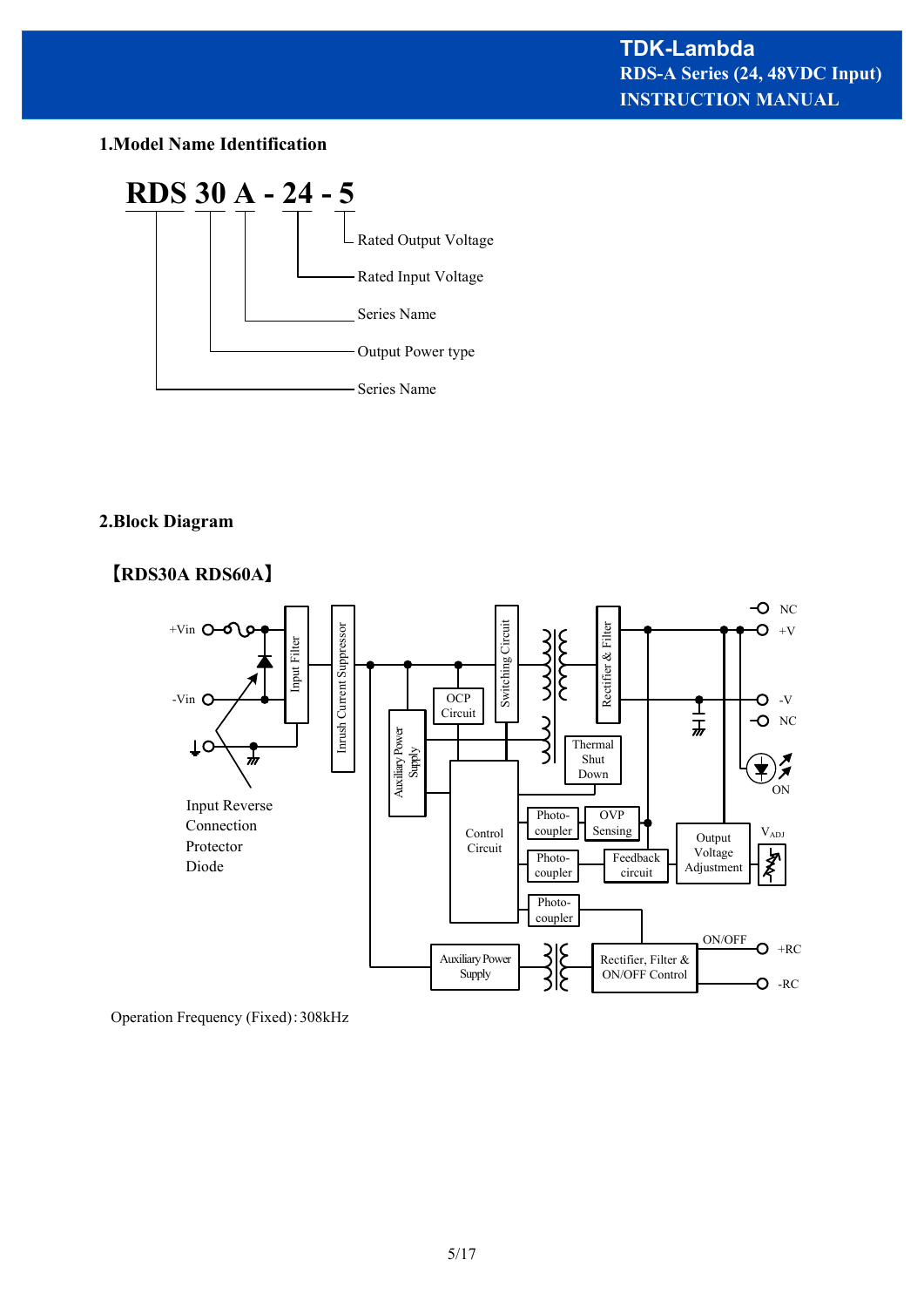## 1.Model Name Identification

**RDS 30 A - 24 - 5**

- RDS: Series Name
- 30: Output Power type
- A: Series Name
- 24: Rated Input Voltage
- 5: Rated Output Voltage

## 2.Block Diagram

【RDS30A RDS60A】

Operation Frequency (Fixed): 308kHz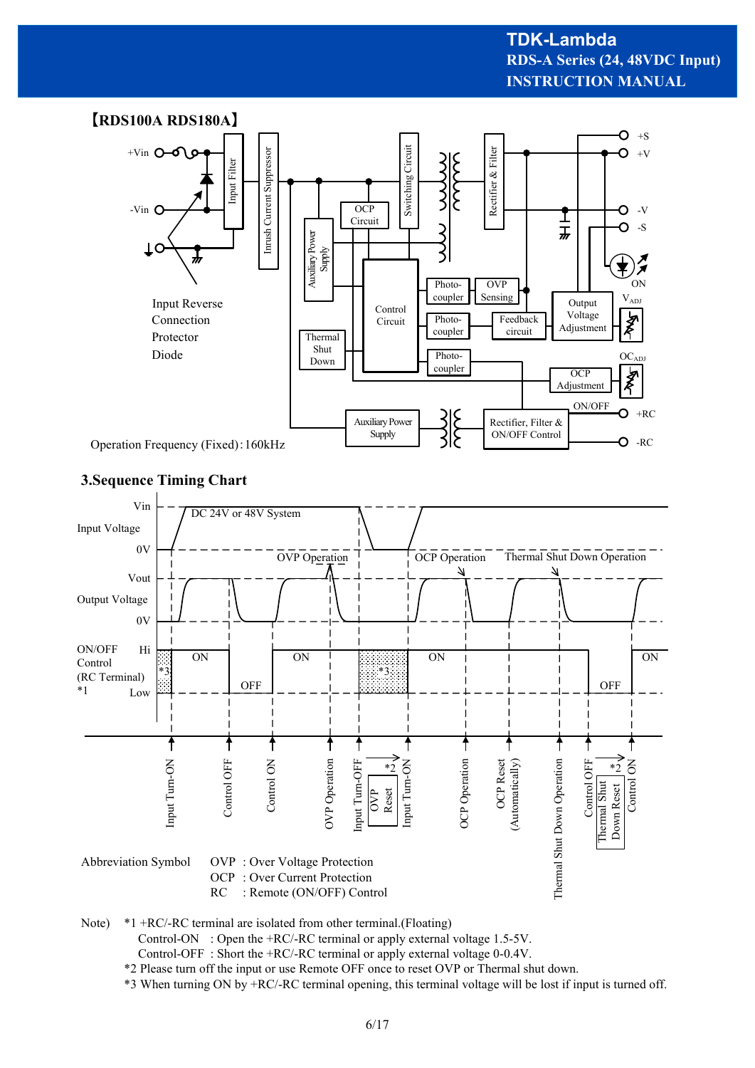【RDS100A RDS180A】

Input Reverse Connection Protector Diode

Operation Frequency (Fixed) : 160kHz

## 3.Sequence Timing Chart

Abbreviation Symbol
- OVP : Over Voltage Protection
- OCP : Over Current Protection
- RC : Remote (ON/OFF) Control

Note) *1 +RC/-RC terminal are isolated from other terminal.(Floating)

Control-ON : Open the +RC/-RC terminal or apply external voltage 1.5-5V.

Control-OFF : Short the +RC/-RC terminal or apply external voltage 0-0.4V.

*2 Please turn off the input or use Remote OFF once to reset OVP or Thermal shut down.

*3 When turning ON by +RC/-RC terminal opening, this terminal voltage will be lost if input is turned off.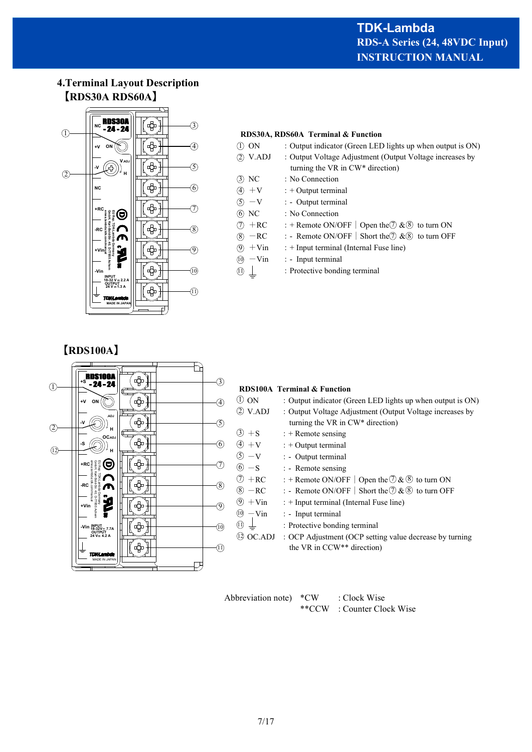## 4.Terminal Layout Description

### 【RDS30A RDS60A】

**RDS30A, RDS60A Terminal & Function**

| | | |
|---|---|---|
| ① | ON | : Output indicator (Green LED lights up when output is ON) |
| ② | V.ADJ | : Output Voltage Adjustment (Output Voltage increases by turning the VR in CW* direction) |
| ③ | NC | : No Connection |
| ④ | +V | : + Output terminal |
| ⑤ | −V | : - Output terminal |
| ⑥ | NC | : No Connection |
| ⑦ | +RC | : + Remote ON/OFF │ Open the⑦ &⑧ to turn ON |
| ⑧ | −RC | : - Remote ON/OFF │ Short the⑦ &⑧ to turn OFF |
| ⑨ | +Vin | : + Input terminal (Internal Fuse line) |
| ⑩ | −Vin | : - Input terminal |
| ⑪ | ⏚ | : Protective bonding terminal |

### 【RDS100A】

**RDS100A Terminal & Function**

| | | |
|---|---|---|
| ① | ON | : Output indicator (Green LED lights up when output is ON) |
| ② | V.ADJ | : Output Voltage Adjustment (Output Voltage increases by turning the VR in CW* direction) |
| ③ | +S | : + Remote sensing |
| ④ | +V | : + Output terminal |
| ⑤ | −V | : - Output terminal |
| ⑥ | −S | : - Remote sensing |
| ⑦ | +RC | : + Remote ON/OFF │ Open the⑦ & ⑧ to turn ON |
| ⑧ | −RC | : - Remote ON/OFF │ Short the⑦ & ⑧ to turn OFF |
| ⑨ | +Vin | : + Input terminal (Internal Fuse line) |
| ⑩ | −Vin | : - Input terminal |
| ⑪ | ⏚ | : Protective bonding terminal |
| ⑫ | OC.ADJ | : OCP Adjustment (OCP setting value decrease by turning the VR in CCW** direction) |

Abbreviation note) *CW : Clock Wise
**CCW : Counter Clock Wise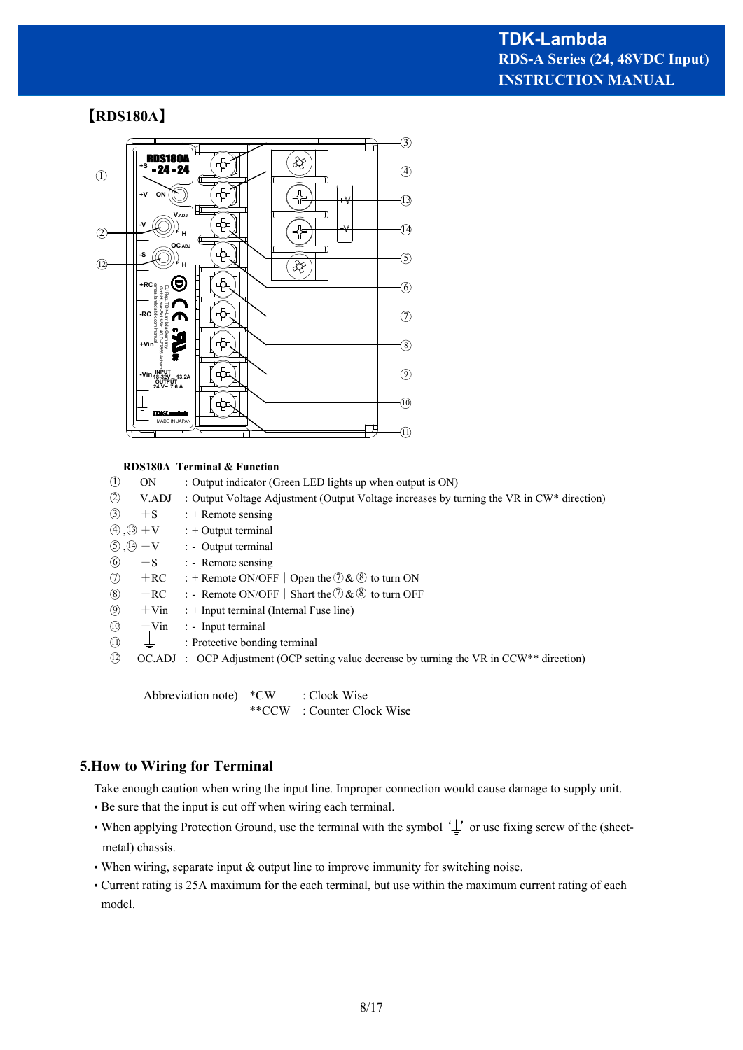【RDS180A】

**RDS180A Terminal & Function**

| | | |
|---|---|---|
| ① | ON | : Output indicator (Green LED lights up when output is ON) |
| ② | V.ADJ | : Output Voltage Adjustment (Output Voltage increases by turning the VR in CW* direction) |
| ③ | ＋S | : + Remote sensing |
| ④ ,⑬ | ＋V | : + Output terminal |
| ⑤ ,⑭ | －V | : - Output terminal |
| ⑥ | －S | : - Remote sensing |
| ⑦ | ＋RC | : + Remote ON/OFF │ Open the ⑦ & ⑧ to turn ON |
| ⑧ | －RC | : - Remote ON/OFF │ Short the ⑦ & ⑧ to turn OFF |
| ⑨ | ＋Vin | : + Input terminal (Internal Fuse line) |
| ⑩ | －Vin | : - Input terminal |
| ⑪ | ⏚ | : Protective bonding terminal |
| ⑫ | OC.ADJ | : OCP Adjustment (OCP setting value decrease by turning the VR in CCW** direction) |

Abbreviation note) *CW : Clock Wise
**CCW : Counter Clock Wise

## 5.How to Wiring for Terminal

Take enough caution when wring the input line. Improper connection would cause damage to supply unit.

- Be sure that the input is cut off when wiring each terminal.
- When applying Protection Ground, use the terminal with the symbol '⏚' or use fixing screw of the (sheet-metal) chassis.
- When wiring, separate input & output line to improve immunity for switching noise.
- Current rating is 25A maximum for the each terminal, but use within the maximum current rating of each model.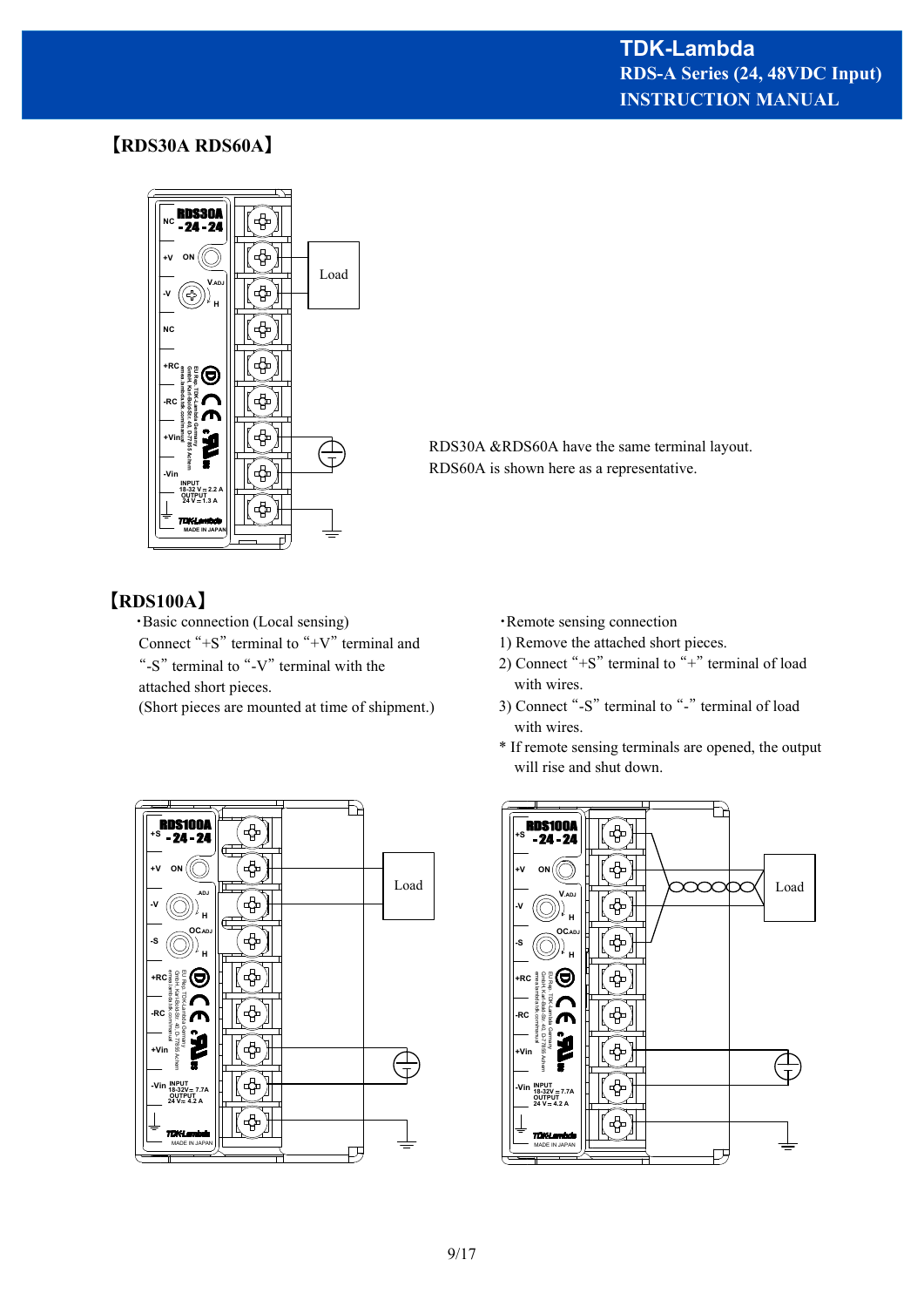## 【RDS30A RDS60A】

RDS30A &RDS60A have the same terminal layout.
RDS60A is shown here as a representative.

## 【RDS100A】

・Basic connection (Local sensing)
Connect "+S" terminal to "+V" terminal and "-S" terminal to "-V" terminal with the attached short pieces.
(Short pieces are mounted at time of shipment.)

・Remote sensing connection

1) Remove the attached short pieces.
2) Connect "+S" terminal to "+" terminal of load with wires.
3) Connect "-S" terminal to "-" terminal of load with wires.

\* If remote sensing terminals are opened, the output will rise and shut down.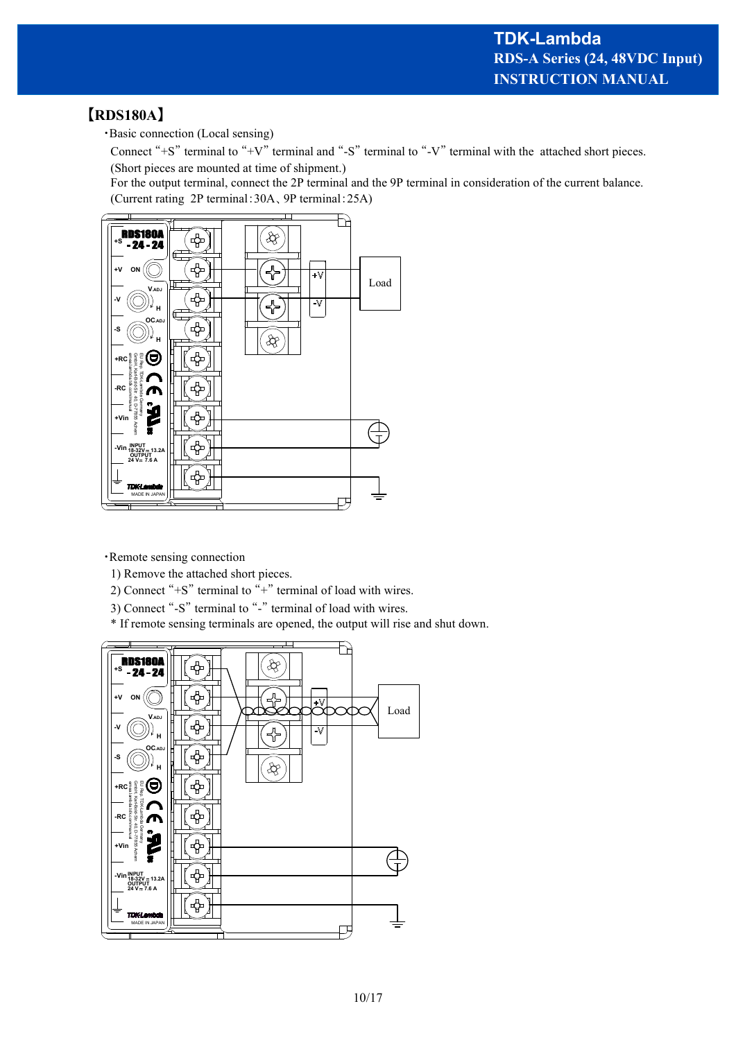## 【RDS180A】

・Basic connection (Local sensing)

Connect "+S" terminal to "+V" terminal and "-S" terminal to "-V" terminal with the attached short pieces. (Short pieces are mounted at time of shipment.)

For the output terminal, connect the 2P terminal and the 9P terminal in consideration of the current balance. (Current rating 2P terminal : 30A、9P terminal : 25A)

・Remote sensing connection

1) Remove the attached short pieces.
2) Connect "+S" terminal to "+" terminal of load with wires.
3) Connect "-S" terminal to "-" terminal of load with wires.

\* If remote sensing terminals are opened, the output will rise and shut down.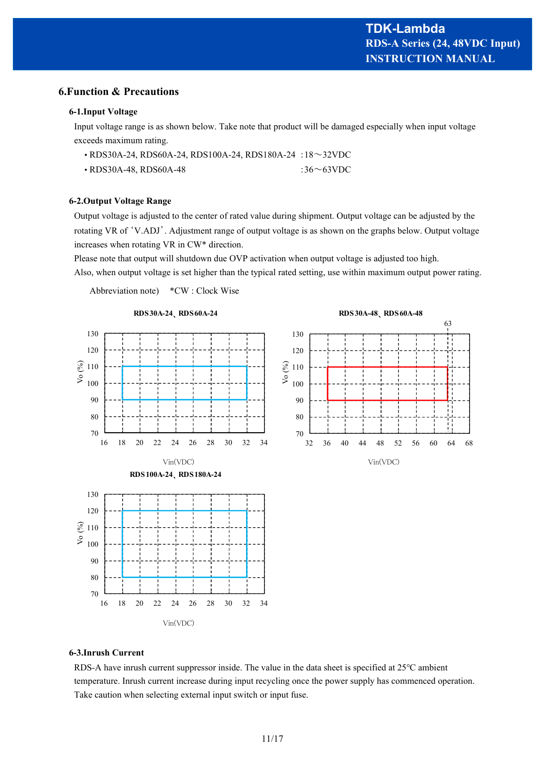## 6.Function & Precautions

### 6-1.Input Voltage

Input voltage range is as shown below. Take note that product will be damaged especially when input voltage exceeds maximum rating.

- RDS30A-24, RDS60A-24, RDS100A-24, RDS180A-24 :18～32VDC
- RDS30A-48, RDS60A-48 :36～63VDC

### 6-2.Output Voltage Range

Output voltage is adjusted to the center of rated value during shipment. Output voltage can be adjusted by the rotating VR of ʻV.ADJʼ. Adjustment range of output voltage is as shown on the graphs below. Output voltage increases when rotating VR in CW* direction.

Please note that output will shutdown due OVP activation when output voltage is adjusted too high.

Also, when output voltage is set higher than the typical rated setting, use within maximum output power rating.

Abbreviation note) *CW : Clock Wise

**RDS30A-24、RDS60A-24**

Vo (%) vs Vin(VDC): adjustment range 90～110% at Vin 18～32VDC

**RDS30A-48、RDS60A-48**

Vo (%) vs Vin(VDC): adjustment range 90～110% at Vin 36～63VDC

**RDS100A-24、RDS180A-24**

Vo (%) vs Vin(VDC): adjustment range 80～120% at Vin 18～32VDC

### 6-3.Inrush Current

RDS-A have inrush current suppressor inside. The value in the data sheet is specified at 25℃ ambient temperature. Inrush current increase during input recycling once the power supply has commenced operation. Take caution when selecting external input switch or input fuse.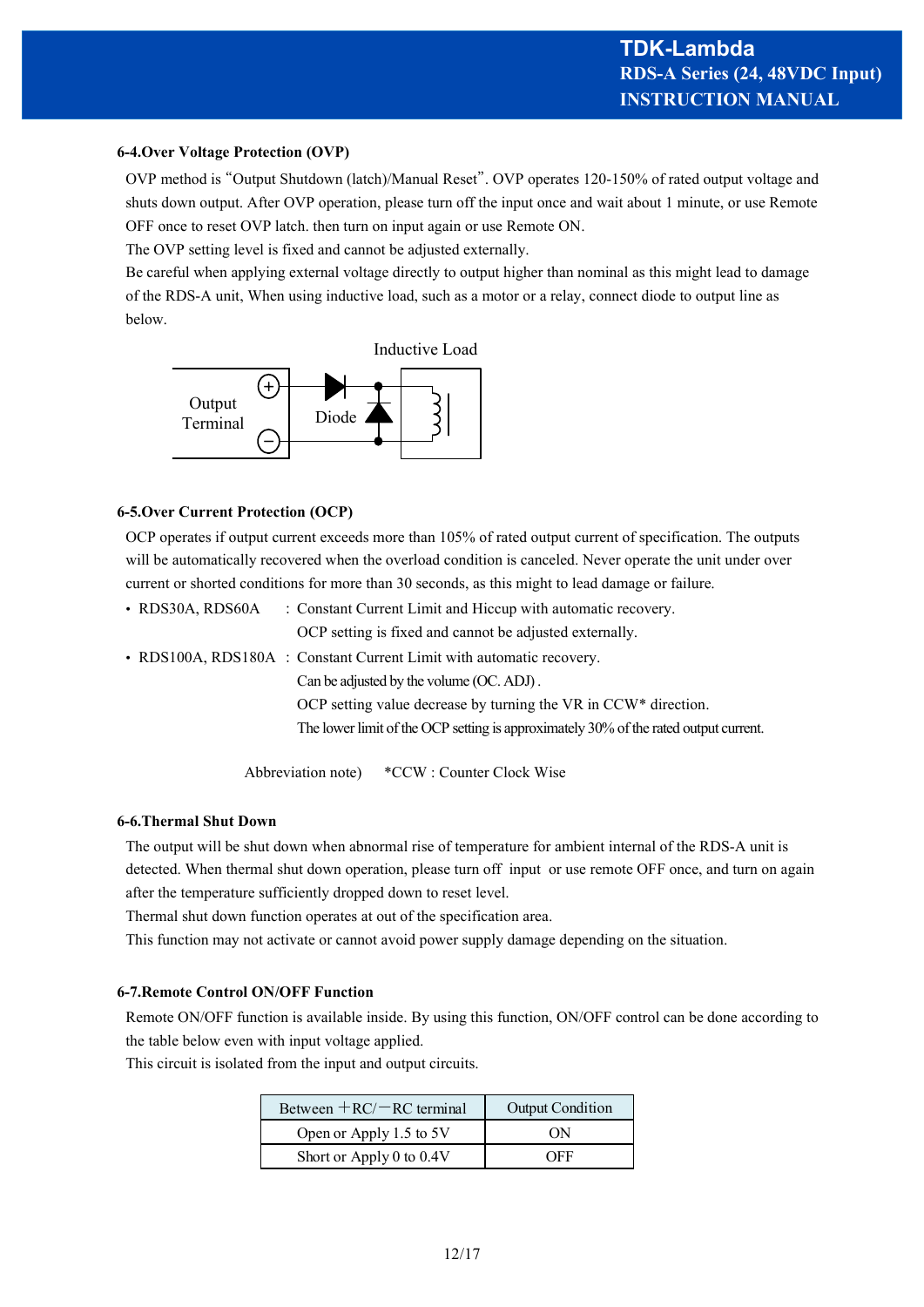### 6-4.Over Voltage Protection (OVP)

OVP method is "Output Shutdown (latch)/Manual Reset". OVP operates 120-150% of rated output voltage and shuts down output. After OVP operation, please turn off the input once and wait about 1 minute, or use Remote OFF once to reset OVP latch. then turn on input again or use Remote ON.

The OVP setting level is fixed and cannot be adjusted externally.

Be careful when applying external voltage directly to output higher than nominal as this might lead to damage of the RDS-A unit, When using inductive load, such as a motor or a relay, connect diode to output line as below.

Inductive Load

Output Terminal (+) (−) — Diode

### 6-5.Over Current Protection (OCP)

OCP operates if output current exceeds more than 105% of rated output current of specification. The outputs will be automatically recovered when the overload condition is canceled. Never operate the unit under over current or shorted conditions for more than 30 seconds, as this might to lead damage or failure.

- RDS30A, RDS60A : Constant Current Limit and Hiccup with automatic recovery.
  OCP setting is fixed and cannot be adjusted externally.
- RDS100A, RDS180A : Constant Current Limit with automatic recovery.
  Can be adjusted by the volume (OC. ADJ) .
  OCP setting value decrease by turning the VR in CCW* direction.
  The lower limit of the OCP setting is approximately 30% of the rated output current.

Abbreviation note) *CCW : Counter Clock Wise

### 6-6.Thermal Shut Down

The output will be shut down when abnormal rise of temperature for ambient internal of the RDS-A unit is detected. When thermal shut down operation, please turn off input or use remote OFF once, and turn on again after the temperature sufficiently dropped down to reset level.

Thermal shut down function operates at out of the specification area.

This function may not activate or cannot avoid power supply damage depending on the situation.

### 6-7.Remote Control ON/OFF Function

Remote ON/OFF function is available inside. By using this function, ON/OFF control can be done according to the table below even with input voltage applied.

This circuit is isolated from the input and output circuits.

| Between ＋RC/－RC terminal | Output Condition |
|---|---|
| Open or Apply 1.5 to 5V | ON |
| Short or Apply 0 to 0.4V | OFF |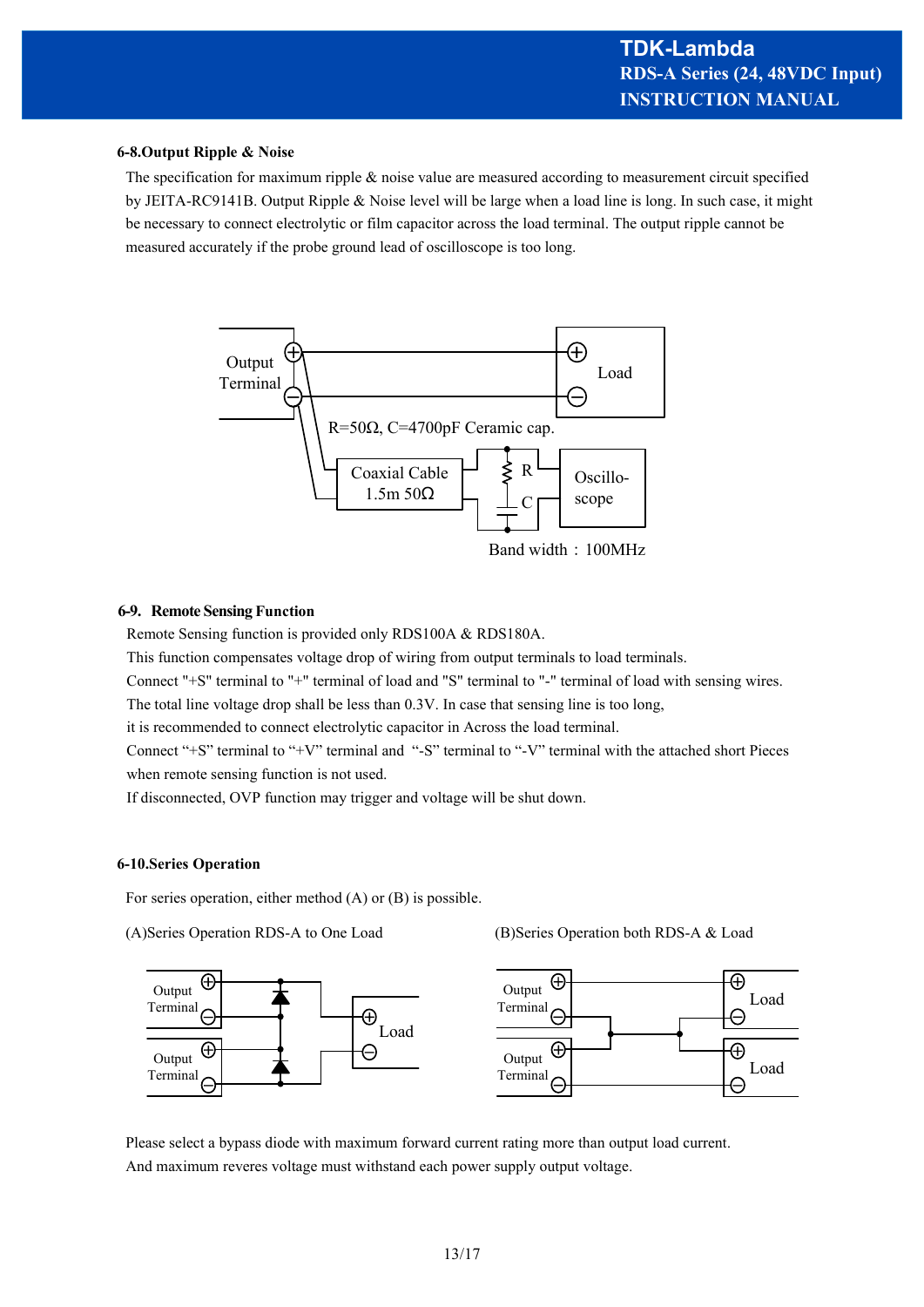### 6-8.Output Ripple & Noise

The specification for maximum ripple & noise value are measured according to measurement circuit specified by JEITA-RC9141B. Output Ripple & Noise level will be large when a load line is long. In such case, it might be necessary to connect electrolytic or film capacitor across the load terminal. The output ripple cannot be measured accurately if the probe ground lead of oscilloscope is too long.

Output Terminal

Load

R=50Ω, C=4700pF Ceramic cap.

Coaxial Cable 1.5m 50Ω

R

C

Oscillo-scope

Band width：100MHz

### 6-9. Remote Sensing Function

Remote Sensing function is provided only RDS100A & RDS180A.
This function compensates voltage drop of wiring from output terminals to load terminals.
Connect "+S" terminal to "+" terminal of load and "S" terminal to "-" terminal of load with sensing wires.
The total line voltage drop shall be less than 0.3V. In case that sensing line is too long,
it is recommended to connect electrolytic capacitor in Across the load terminal.
Connect “+S” terminal to “+V” terminal and “-S” terminal to “-V” terminal with the attached short Pieces when remote sensing function is not used.
If disconnected, OVP function may trigger and voltage will be shut down.

### 6-10.Series Operation

For series operation, either method (A) or (B) is possible.

(A)Series Operation RDS-A to One Load

Output Terminal

Output Terminal

Load

(B)Series Operation both RDS-A & Load

Output Terminal

Output Terminal

Load

Load

Please select a bypass diode with maximum forward current rating more than output load current.
And maximum reveres voltage must withstand each power supply output voltage.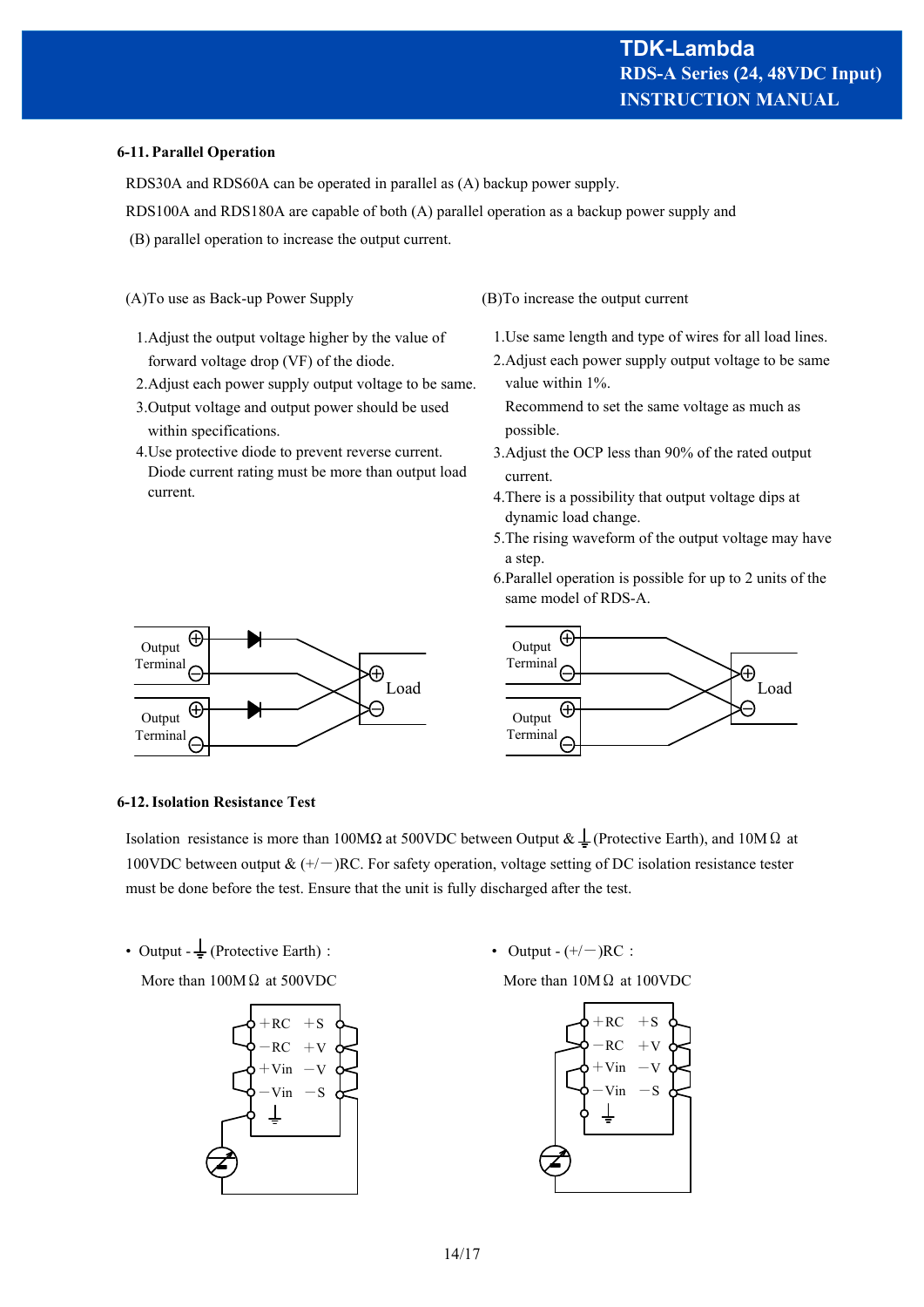### 6-11. Parallel Operation

RDS30A and RDS60A can be operated in parallel as (A) backup power supply.

RDS100A and RDS180A are capable of both (A) parallel operation as a backup power supply and (B) parallel operation to increase the output current.

(A)To use as Back-up Power Supply

1. Adjust the output voltage higher by the value of forward voltage drop (VF) of the diode.
2. Adjust each power supply output voltage to be same.
3. Output voltage and output power should be used within specifications.
4. Use protective diode to prevent reverse current. Diode current rating must be more than output load current.

(B)To increase the output current

1. Use same length and type of wires for all load lines.
2. Adjust each power supply output voltage to be same value within 1%. Recommend to set the same voltage as much as possible.
3. Adjust the OCP less than 90% of the rated output current.
4. There is a possibility that output voltage dips at dynamic load change.
5. The rising waveform of the output voltage may have a step.
6. Parallel operation is possible for up to 2 units of the same model of RDS-A.

### 6-12. Isolation Resistance Test

Isolation resistance is more than 100MΩ at 500VDC between Output & ⏚(Protective Earth), and 10MΩ at 100VDC between output & (+/−)RC. For safety operation, voltage setting of DC isolation resistance tester must be done before the test. Ensure that the unit is fully discharged after the test.

- Output - ⏚(Protective Earth) :

  More than 100MΩ at 500VDC

- Output - (+/−)RC :

  More than 10MΩ at 100VDC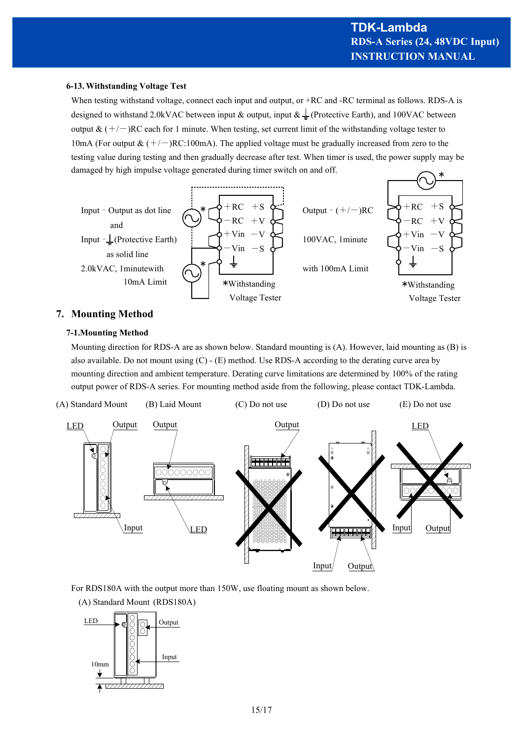#### 6-13. Withstanding Voltage Test

When testing withstand voltage, connect each input and output, or +RC and -RC terminal as follows. RDS-A is designed to withstand 2.0kVAC between input & output, input & ⏚(Protective Earth), and 100VAC between output & (＋/－)RC each for 1 minute. When testing, set current limit of the withstanding voltage tester to 10mA (For output & (＋/－)RC:100mA). The applied voltage must be gradually increased from zero to the testing value during testing and then gradually decrease after test. When timer is used, the power supply may be damaged by high impulse voltage generated during timer switch on and off.

Input－Output as dot line and Input－⏚(Protective Earth) as solid line
2.0kVAC, 1minutewith 10mA Limit

＋RC ＋S
－RC ＋V
＋Vin －V
－Vin －S

＊Withstanding Voltage Tester

Output－(＋/－)RC
100VAC, 1minute
with 100mA Limit

＋RC ＋S
－RC ＋V
＋Vin －V
－Vin －S

＊Withstanding Voltage Tester

## 7. Mounting Method

#### 7-1.Mounting Method

Mounting direction for RDS-A are as shown below. Standard mounting is (A). However, laid mounting as (B) is also available. Do not mount using (C) - (E) method. Use RDS-A according to the derating curve area by mounting direction and ambient temperature. Derating curve limitations are determined by 100% of the rating output power of RDS-A series. For mounting method aside from the following, please contact TDK-Lambda.

(A) Standard Mount (B) Laid Mount (C) Do not use (D) Do not use (E) Do not use

LED Output Input Output LED Output Input Output LED Input Output

For RDS180A with the output more than 150W, use floating mount as shown below.

(A) Standard Mount (RDS180A)

LED Output Input 10mm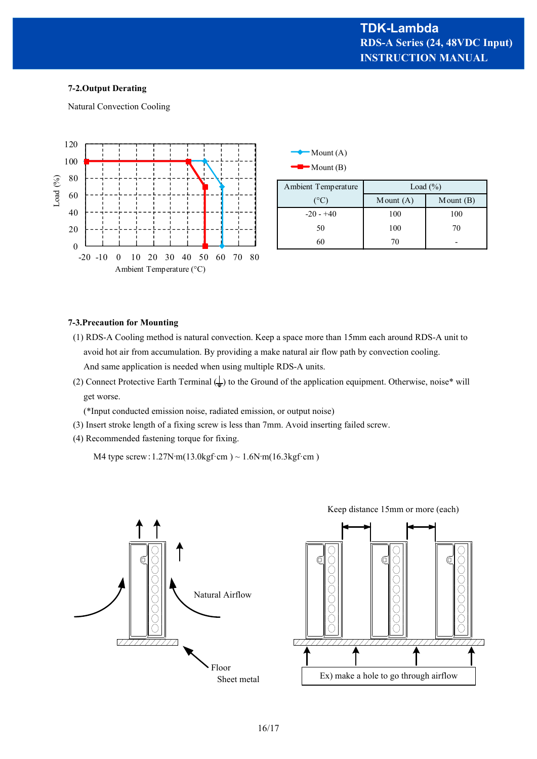### 7-2.Output Derating

Natural Convection Cooling

| Ambient Temperature (°C) | Load (%) | |
|---|---|---|
| | Mount (A) | Mount (B) |
| -20 - +40 | 100 | 100 |
| 50 | 100 | 70 |
| 60 | 70 | - |

### 7-3.Precaution for Mounting

(1) RDS-A Cooling method is natural convection. Keep a space more than 15mm each around RDS-A unit to avoid hot air from accumulation. By providing a make natural air flow path by convection cooling. And same application is needed when using multiple RDS-A units.

(2) Connect Protective Earth Terminal (⏚) to the Ground of the application equipment. Otherwise, noise* will get worse.
(*Input conducted emission noise, radiated emission, or output noise)

(3) Insert stroke length of a fixing screw is less than 7mm. Avoid inserting failed screw.

(4) Recommended fastening torque for fixing.

M4 type screw : 1.27N·m(13.0kgf·cm ) ~ 1.6N·m(16.3kgf·cm )

Keep distance 15mm or more (each)

Natural Airflow

Floor
Sheet metal

Ex) make a hole to go through airflow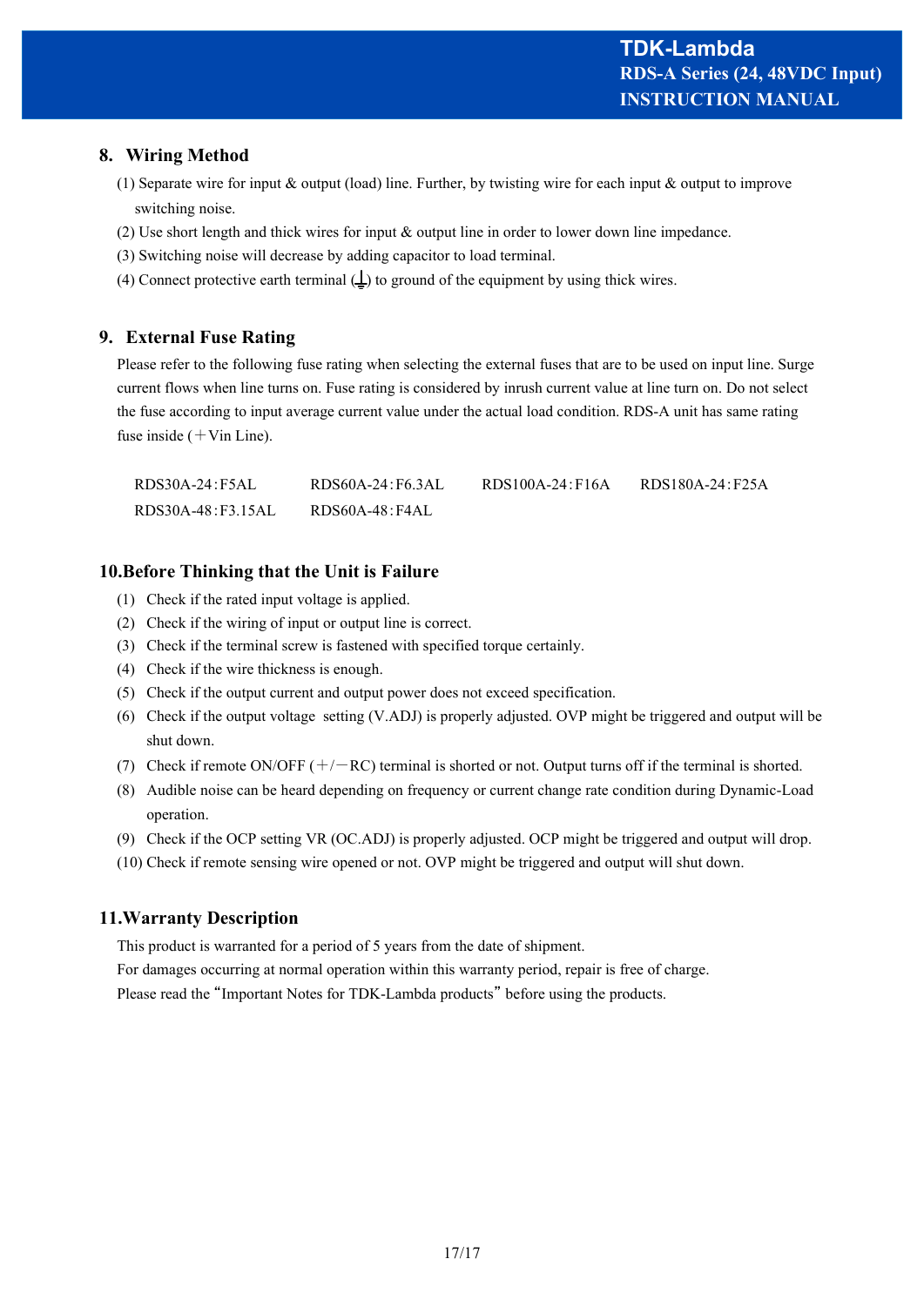## 8. Wiring Method

(1) Separate wire for input & output (load) line. Further, by twisting wire for each input & output to improve switching noise.

(2) Use short length and thick wires for input & output line in order to lower down line impedance.

(3) Switching noise will decrease by adding capacitor to load terminal.

(4) Connect protective earth terminal (⏚) to ground of the equipment by using thick wires.

## 9. External Fuse Rating

Please refer to the following fuse rating when selecting the external fuses that are to be used on input line. Surge current flows when line turns on. Fuse rating is considered by inrush current value at line turn on. Do not select the fuse according to input average current value under the actual load condition. RDS-A unit has same rating fuse inside (＋Vin Line).

| | | | |
|---|---|---|---|
| RDS30A-24 : F5AL | RDS60A-24 : F6.3AL | RDS100A-24 : F16A | RDS180A-24 : F25A |
| RDS30A-48 : F3.15AL | RDS60A-48 : F4AL | | |

## 10.Before Thinking that the Unit is Failure

(1) Check if the rated input voltage is applied.

(2) Check if the wiring of input or output line is correct.

(3) Check if the terminal screw is fastened with specified torque certainly.

(4) Check if the wire thickness is enough.

(5) Check if the output current and output power does not exceed specification.

(6) Check if the output voltage setting (V.ADJ) is properly adjusted. OVP might be triggered and output will be shut down.

(7) Check if remote ON/OFF (＋/－RC) terminal is shorted or not. Output turns off if the terminal is shorted.

(8) Audible noise can be heard depending on frequency or current change rate condition during Dynamic-Load operation.

(9) Check if the OCP setting VR (OC.ADJ) is properly adjusted. OCP might be triggered and output will drop.

(10) Check if remote sensing wire opened or not. OVP might be triggered and output will shut down.

## 11.Warranty Description

This product is warranted for a period of 5 years from the date of shipment.

For damages occurring at normal operation within this warranty period, repair is free of charge.

Please read the "Important Notes for TDK-Lambda products" before using the products.